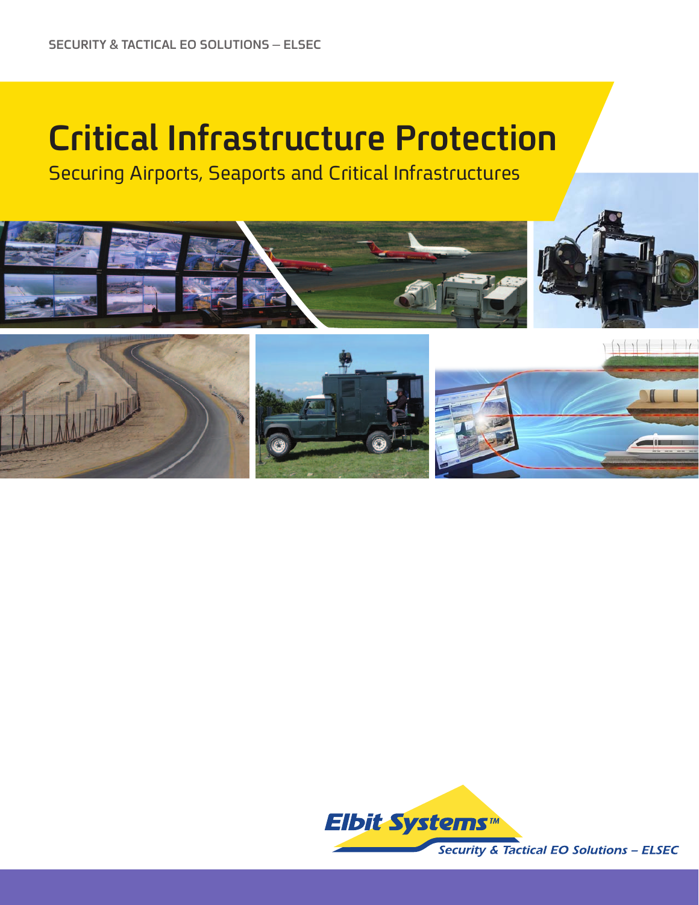SECURITY & TACTICAL EO SOLUTIONS – ELSEC

# Critical Infrastructure Protection

## Securing Airports, Seaports and Critical Infrastructures

Elbit Systems™

*Security & Tactical EO Solutions – ELSEC*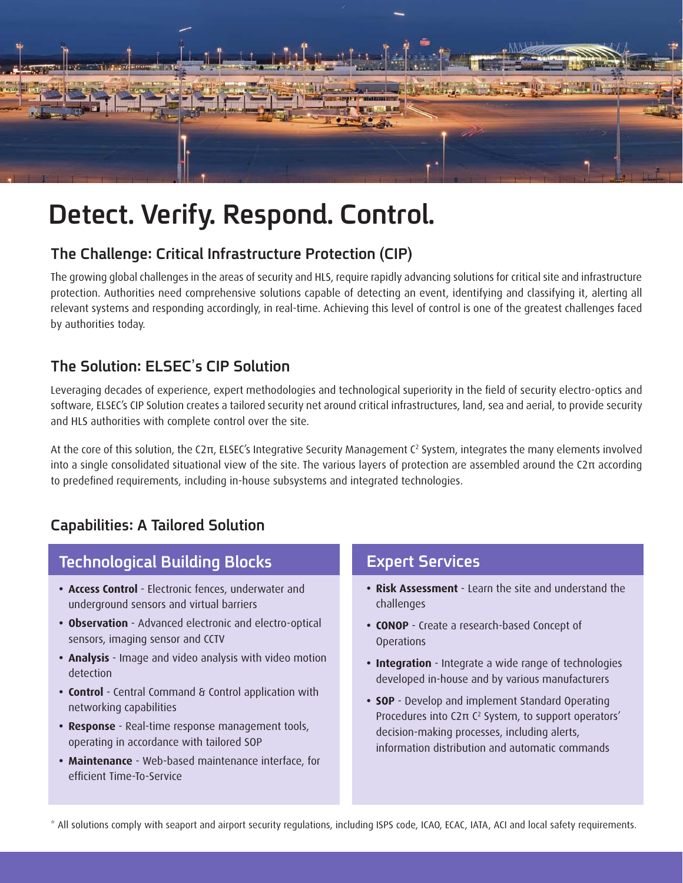# Detect. Verify. Respond. Control.

## The Challenge: Critical Infrastructure Protection (CIP)

The growing global challenges in the areas of security and HLS, require rapidly advancing solutions for critical site and infrastructure protection. Authorities need comprehensive solutions capable of detecting an event, identifying and classifying it, alerting all relevant systems and responding accordingly, in real-time. Achieving this level of control is one of the greatest challenges faced by authorities today.

## The Solution: ELSEC's CIP Solution

Leveraging decades of experience, expert methodologies and technological superiority in the field of security electro-optics and software, ELSEC's CIP Solution creates a tailored security net around critical infrastructures, land, sea and aerial, to provide security and HLS authorities with complete control over the site.

At the core of this solution, the C2π, ELSEC's Integrative Security Management $C^2$ System, integrates the many elements involved into a single consolidated situational view of the site. The various layers of protection are assembled around the C2π according to predefined requirements, including in-house subsystems and integrated technologies.

## Capabilities: A Tailored Solution

### Technological Building Blocks

- **Access Control** - Electronic fences, underwater and underground sensors and virtual barriers
- **Observation** - Advanced electronic and electro-optical sensors, imaging sensor and CCTV
- **Analysis** - Image and video analysis with video motion detection
- **Control** - Central Command & Control application with networking capabilities
- **Response** - Real-time response management tools, operating in accordance with tailored SOP
- **Maintenance** - Web-based maintenance interface, for efficient Time-To-Service

### Expert Services

- **Risk Assessment** - Learn the site and understand the challenges
- **CONOP** - Create a research-based Concept of Operations
- **Integration** - Integrate a wide range of technologies developed in-house and by various manufacturers
- **SOP** - Develop and implement Standard Operating Procedures into C2π $C^2$ System, to support operators' decision-making processes, including alerts, information distribution and automatic commands

* All solutions comply with seaport and airport security regulations, including ISPS code, ICAO, ECAC, IATA, ACI and local safety requirements.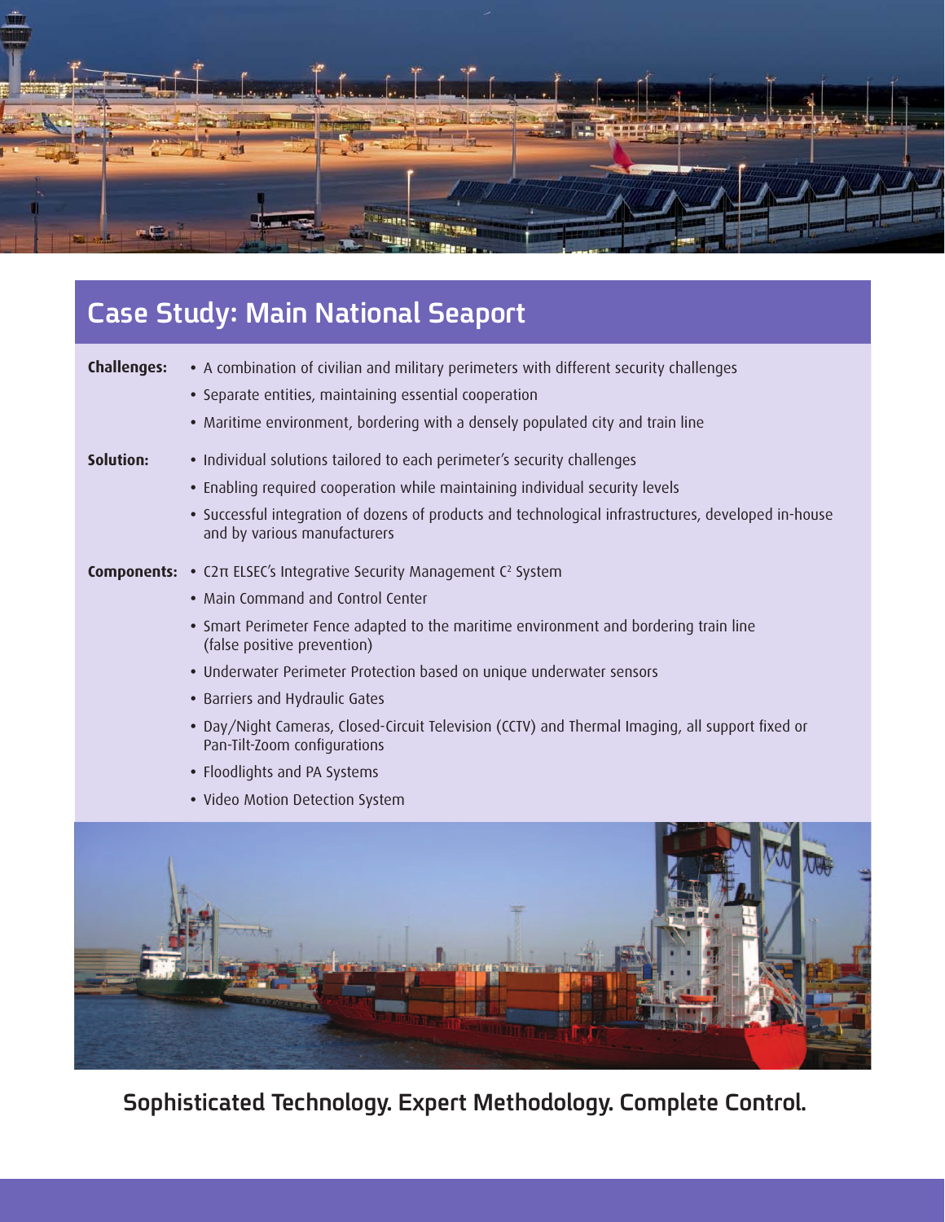## Case Study: Main National Seaport

**Challenges:**

- A combination of civilian and military perimeters with different security challenges
- Separate entities, maintaining essential cooperation
- Maritime environment, bordering with a densely populated city and train line

**Solution:**

- Individual solutions tailored to each perimeter's security challenges
- Enabling required cooperation while maintaining individual security levels
- Successful integration of dozens of products and technological infrastructures, developed in-house and by various manufacturers

**Components:**

- C2π ELSEC's Integrative Security Management $C^2$ System
- Main Command and Control Center
- Smart Perimeter Fence adapted to the maritime environment and bordering train line (false positive prevention)
- Underwater Perimeter Protection based on unique underwater sensors
- Barriers and Hydraulic Gates
- Day/Night Cameras, Closed-Circuit Television (CCTV) and Thermal Imaging, all support fixed or Pan-Tilt-Zoom configurations
- Floodlights and PA Systems
- Video Motion Detection System

**Sophisticated Technology. Expert Methodology. Complete Control.**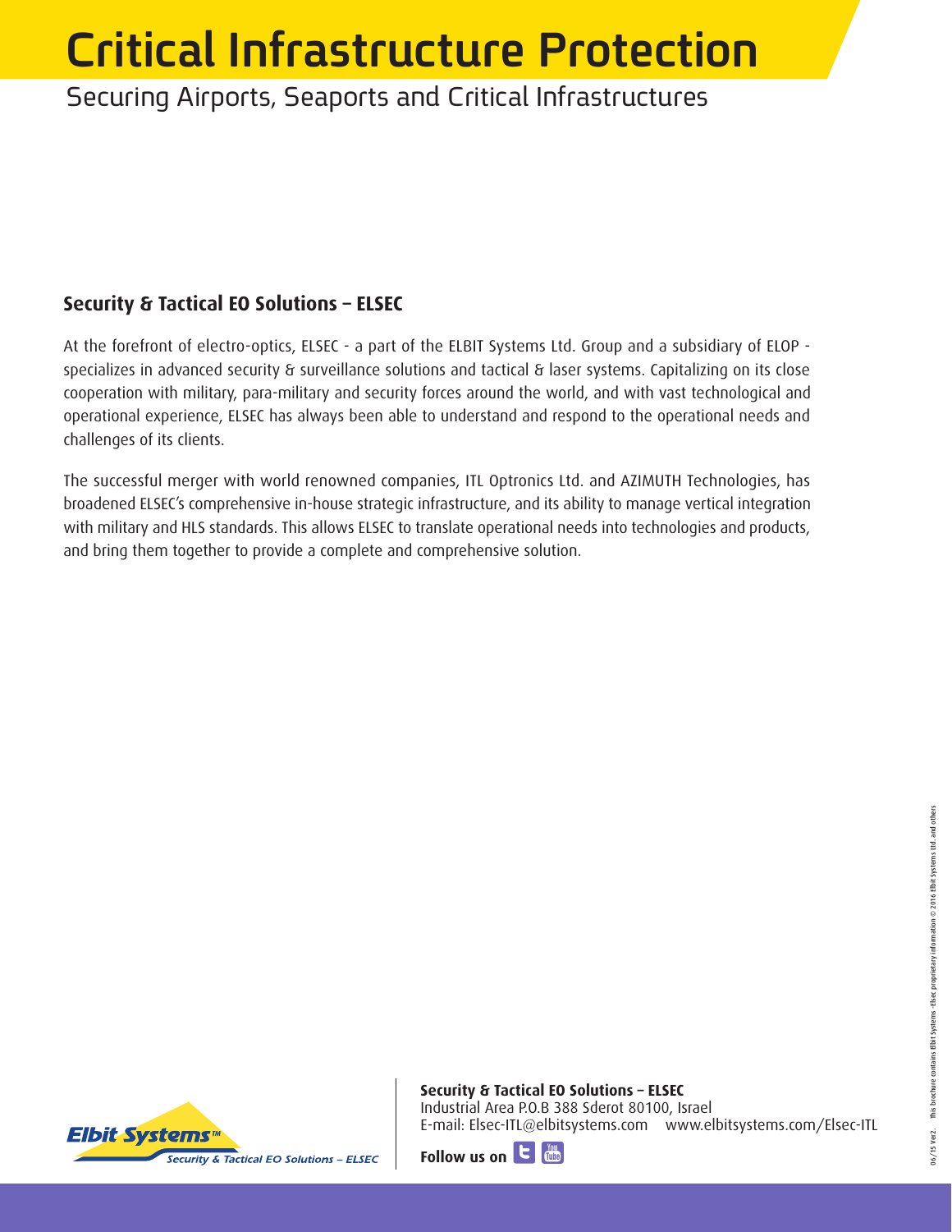# Critical Infrastructure Protection

Securing Airports, Seaports and Critical Infrastructures

### Security & Tactical EO Solutions – ELSEC

At the forefront of electro-optics, ELSEC - a part of the ELBIT Systems Ltd. Group and a subsidiary of ELOP - specializes in advanced security & surveillance solutions and tactical & laser systems. Capitalizing on its close cooperation with military, para-military and security forces around the world, and with vast technological and operational experience, ELSEC has always been able to understand and respond to the operational needs and challenges of its clients.

The successful merger with world renowned companies, ITL Optronics Ltd. and AZIMUTH Technologies, has broadened ELSEC's comprehensive in-house strategic infrastructure, and its ability to manage vertical integration with military and HLS standards. This allows ELSEC to translate operational needs into technologies and products, and bring them together to provide a complete and comprehensive solution.

Elbit Systems™
*Security & Tactical EO Solutions – ELSEC*

**Security & Tactical EO Solutions – ELSEC**
Industrial Area P.O.B 388 Sderot 80100, Israel
E-mail: Elsec-ITL@elbitsystems.com www.elbitsystems.com/Elsec-ITL

**Follow us on**

06/15 Ver2. This brochure contains Elbit Systems -Elsec proprietary information © 2016 Elbit Systems Ltd. and others